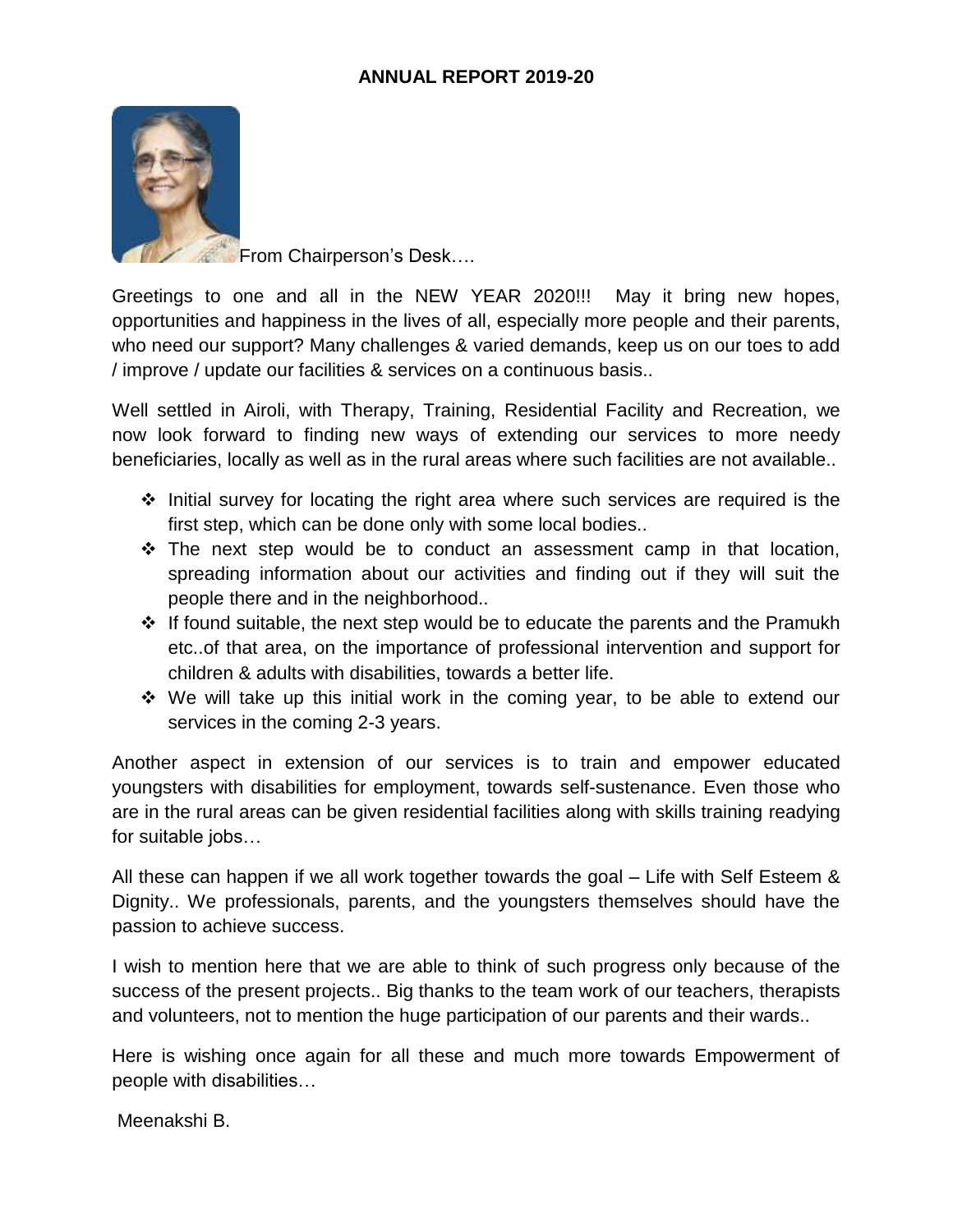## ANNUAL REPORT 2019-20

From Chairperson's Desk….

Greetings to one and all in the NEW YEAR 2020!!! May it bring new hopes, opportunities and happiness in the lives of all, especially more people and their parents, who need our support? Many challenges & varied demands, keep us on our toes to add / improve / update our facilities & services on a continuous basis..

Well settled in Airoli, with Therapy, Training, Residential Facility and Recreation, we now look forward to finding new ways of extending our services to more needy beneficiaries, locally as well as in the rural areas where such facilities are not available..

- Initial survey for locating the right area where such services are required is the first step, which can be done only with some local bodies..
- The next step would be to conduct an assessment camp in that location, spreading information about our activities and finding out if they will suit the people there and in the neighborhood..
- If found suitable, the next step would be to educate the parents and the Pramukh etc..of that area, on the importance of professional intervention and support for children & adults with disabilities, towards a better life.
- We will take up this initial work in the coming year, to be able to extend our services in the coming 2-3 years.

Another aspect in extension of our services is to train and empower educated youngsters with disabilities for employment, towards self-sustenance. Even those who are in the rural areas can be given residential facilities along with skills training readying for suitable jobs…

All these can happen if we all work together towards the goal – Life with Self Esteem & Dignity.. We professionals, parents, and the youngsters themselves should have the passion to achieve success.

I wish to mention here that we are able to think of such progress only because of the success of the present projects.. Big thanks to the team work of our teachers, therapists and volunteers, not to mention the huge participation of our parents and their wards..

Here is wishing once again for all these and much more towards Empowerment of people with disabilities…

Meenakshi B.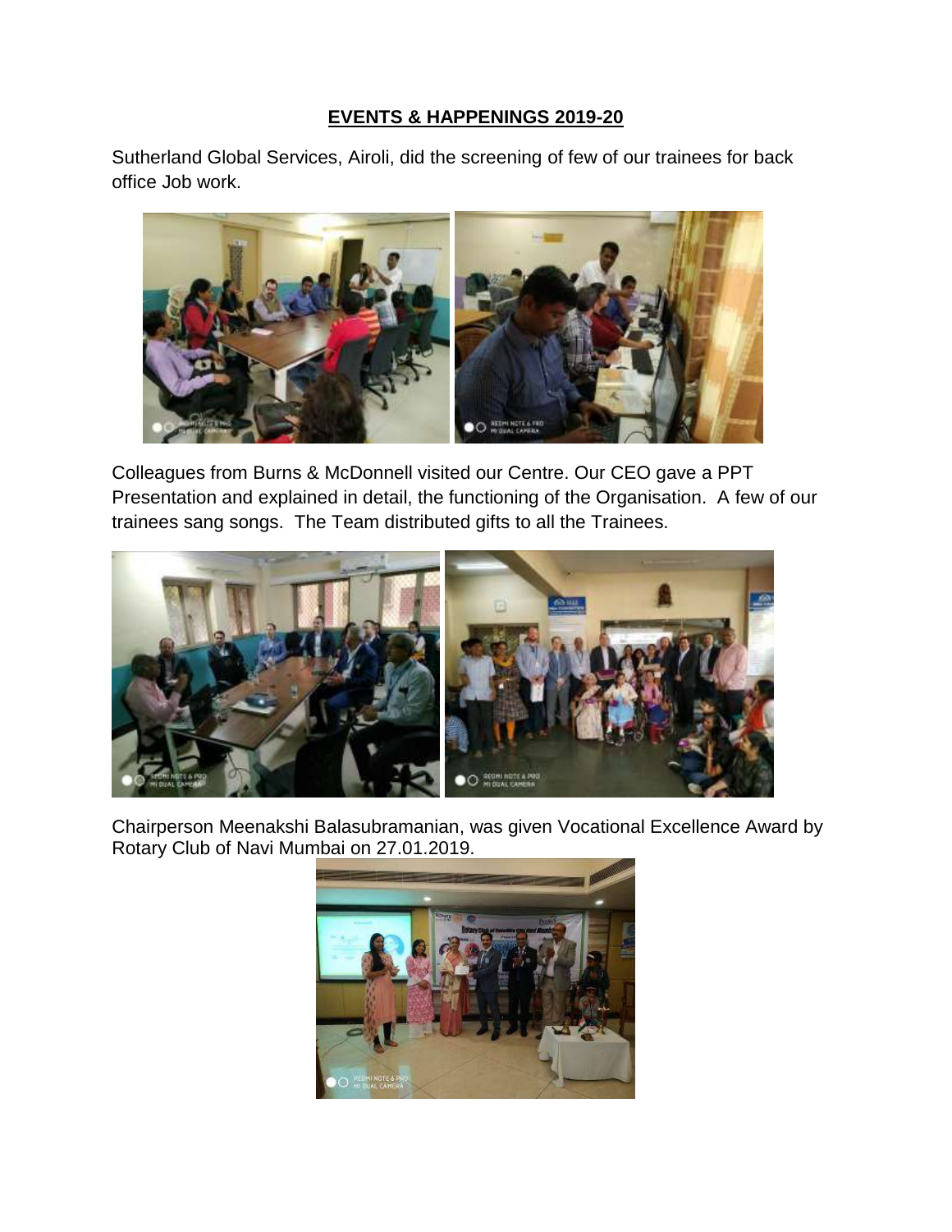## **EVENTS & HAPPENINGS 2019-20**

Sutherland Global Services, Airoli, did the screening of few of our trainees for back office Job work.

Colleagues from Burns & McDonnell visited our Centre. Our CEO gave a PPT Presentation and explained in detail, the functioning of the Organisation. A few of our trainees sang songs. The Team distributed gifts to all the Trainees.

Chairperson Meenakshi Balasubramanian, was given Vocational Excellence Award by Rotary Club of Navi Mumbai on 27.01.2019.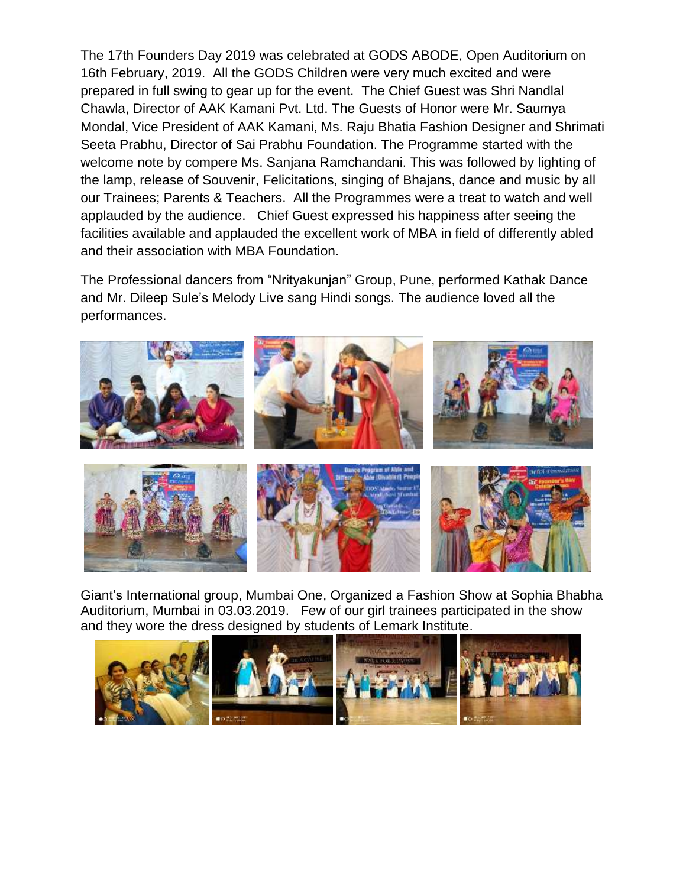The 17th Founders Day 2019 was celebrated at GODS ABODE, Open Auditorium on 16th February, 2019. All the GODS Children were very much excited and were prepared in full swing to gear up for the event. The Chief Guest was Shri Nandlal Chawla, Director of AAK Kamani Pvt. Ltd. The Guests of Honor were Mr. Saumya Mondal, Vice President of AAK Kamani, Ms. Raju Bhatia Fashion Designer and Shrimati Seeta Prabhu, Director of Sai Prabhu Foundation. The Programme started with the welcome note by compere Ms. Sanjana Ramchandani. This was followed by lighting of the lamp, release of Souvenir, Felicitations, singing of Bhajans, dance and music by all our Trainees; Parents & Teachers. All the Programmes were a treat to watch and well applauded by the audience. Chief Guest expressed his happiness after seeing the facilities available and applauded the excellent work of MBA in field of differently abled and their association with MBA Foundation.

The Professional dancers from "Nrityakunjan" Group, Pune, performed Kathak Dance and Mr. Dileep Sule's Melody Live sang Hindi songs. The audience loved all the performances.

Giant's International group, Mumbai One, Organized a Fashion Show at Sophia Bhabha Auditorium, Mumbai in 03.03.2019. Few of our girl trainees participated in the show and they wore the dress designed by students of Lemark Institute.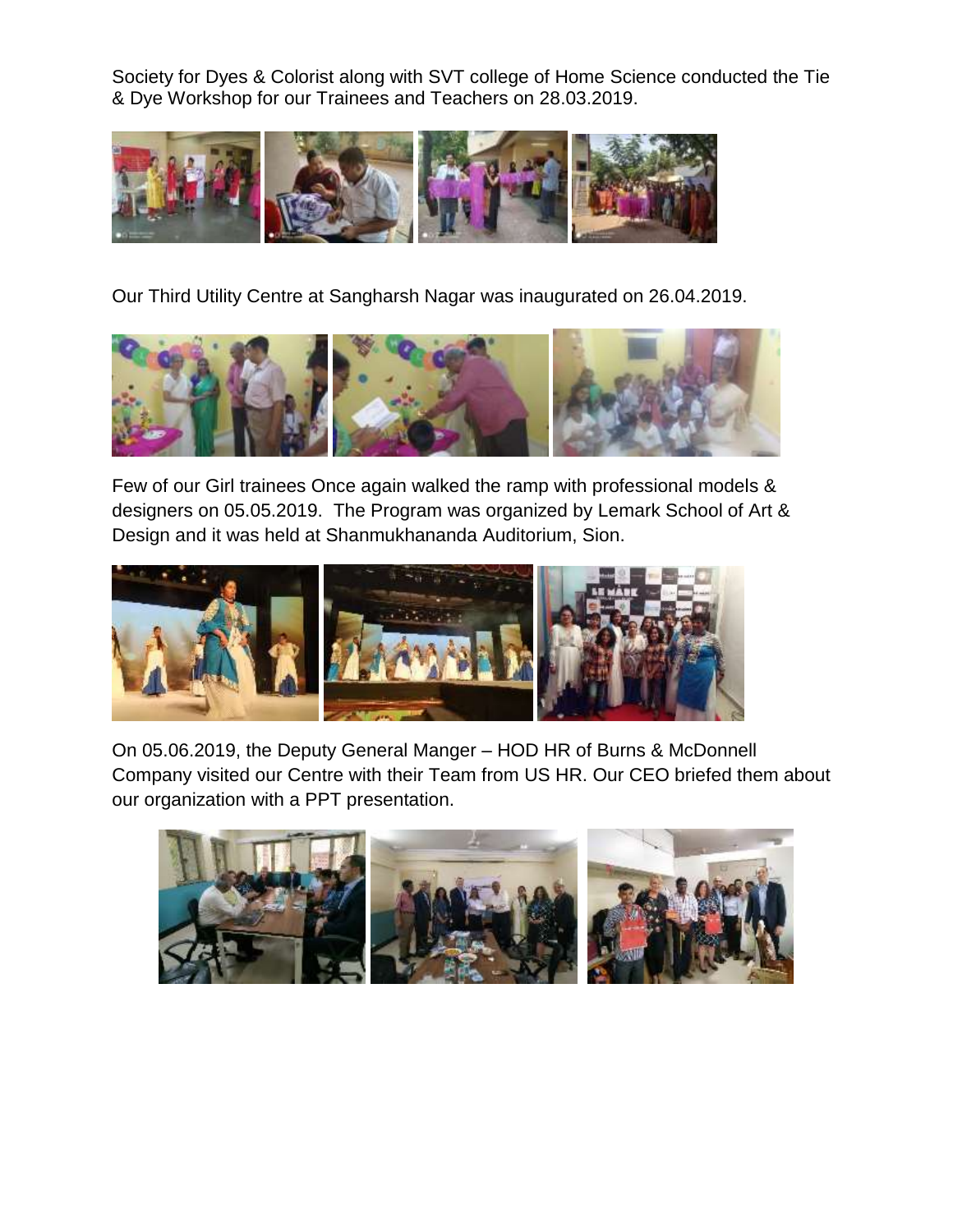Society for Dyes & Colorist along with SVT college of Home Science conducted the Tie & Dye Workshop for our Trainees and Teachers on 28.03.2019.

Our Third Utility Centre at Sangharsh Nagar was inaugurated on 26.04.2019.

Few of our Girl trainees Once again walked the ramp with professional models & designers on 05.05.2019. The Program was organized by Lemark School of Art & Design and it was held at Shanmukhananda Auditorium, Sion.

On 05.06.2019, the Deputy General Manger – HOD HR of Burns & McDonnell Company visited our Centre with their Team from US HR. Our CEO briefed them about our organization with a PPT presentation.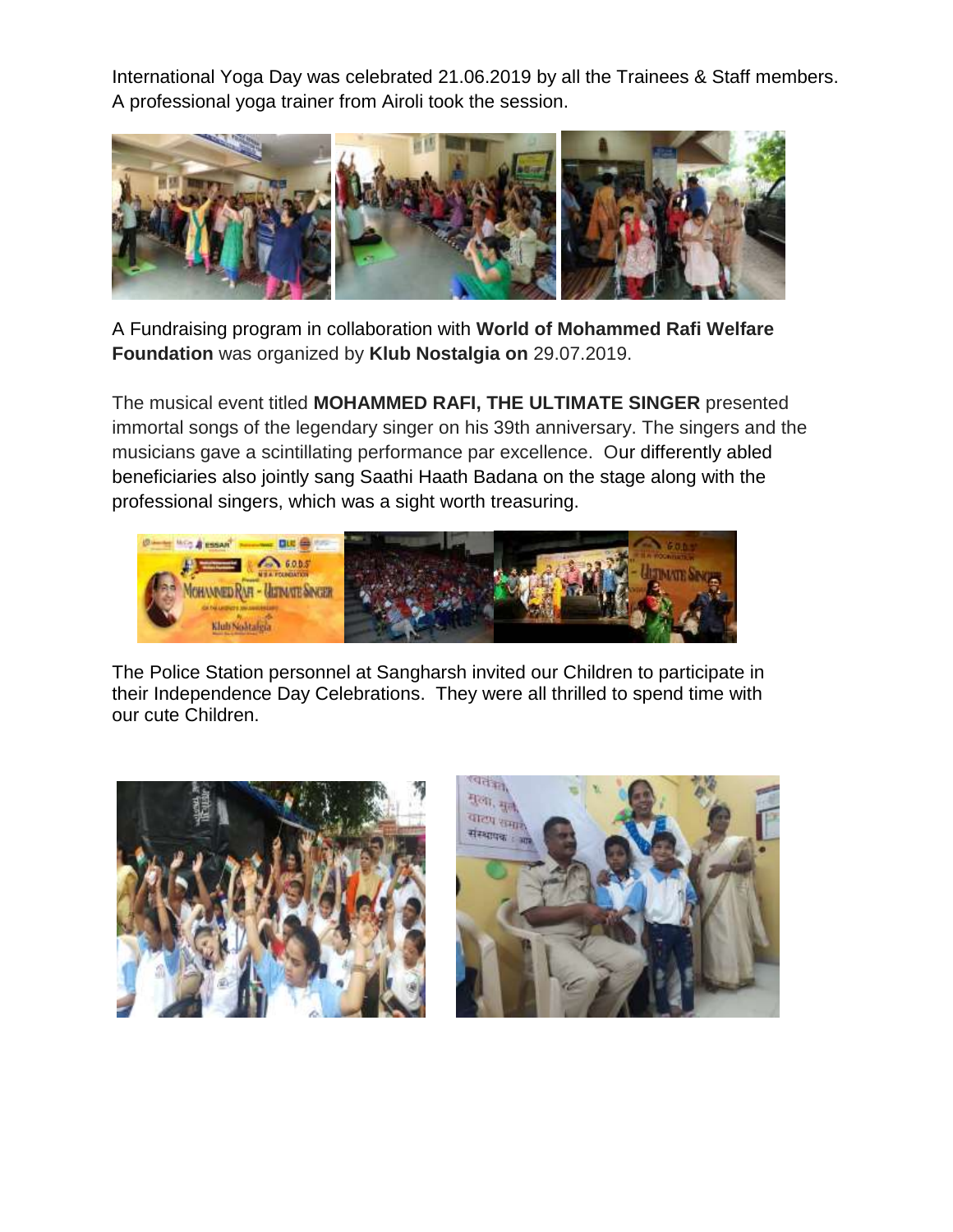International Yoga Day was celebrated 21.06.2019 by all the Trainees & Staff members. A professional yoga trainer from Airoli took the session.

A Fundraising program in collaboration with **World of Mohammed Rafi Welfare Foundation** was organized by **Klub Nostalgia on** 29.07.2019.

The musical event titled **MOHAMMED RAFI, THE ULTIMATE SINGER** presented immortal songs of the legendary singer on his 39th anniversary. The singers and the musicians gave a scintillating performance par excellence. Our differently abled beneficiaries also jointly sang Saathi Haath Badana on the stage along with the professional singers, which was a sight worth treasuring.

The Police Station personnel at Sangharsh invited our Children to participate in their Independence Day Celebrations. They were all thrilled to spend time with our cute Children.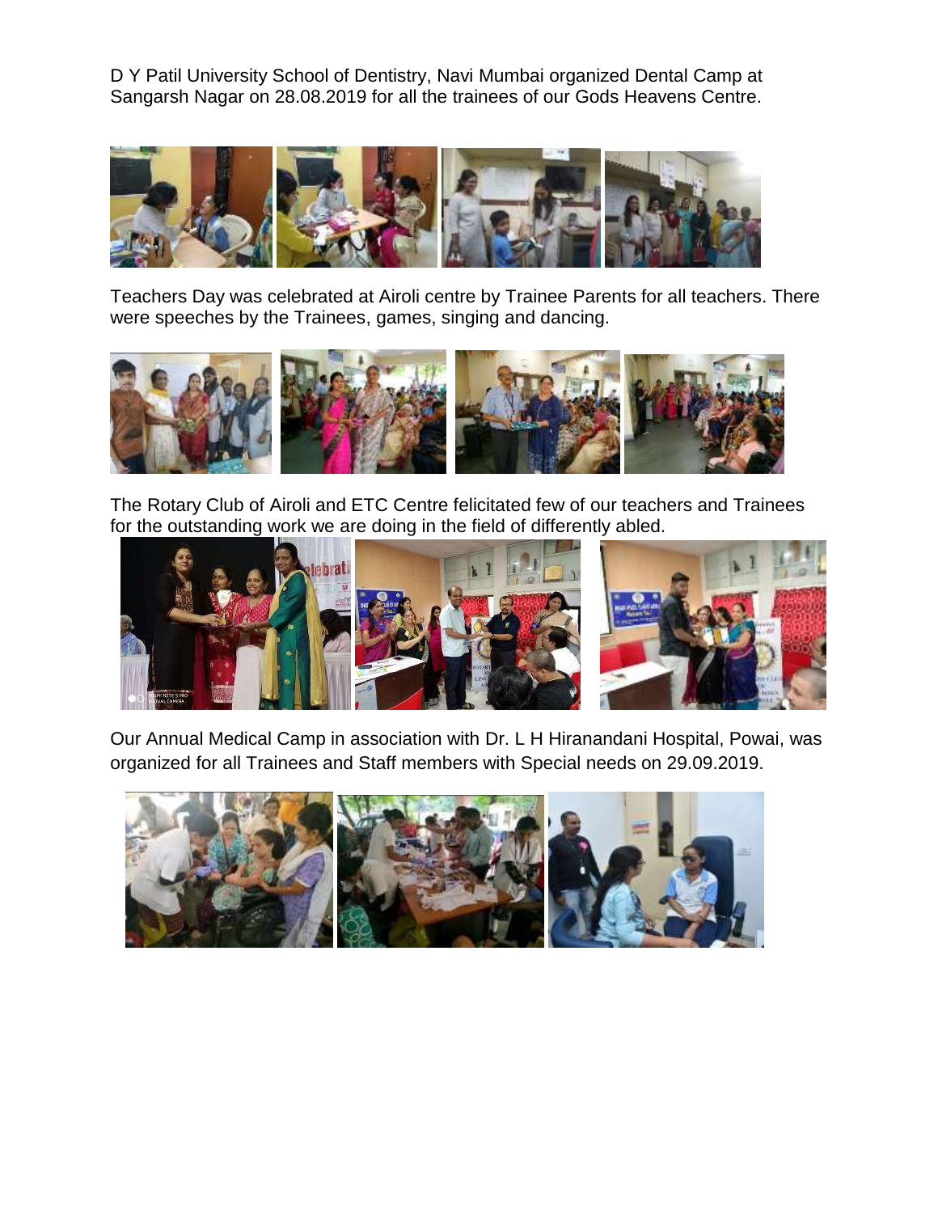D Y Patil University School of Dentistry, Navi Mumbai organized Dental Camp at Sangarsh Nagar on 28.08.2019 for all the trainees of our Gods Heavens Centre.

Teachers Day was celebrated at Airoli centre by Trainee Parents for all teachers. There were speeches by the Trainees, games, singing and dancing.

The Rotary Club of Airoli and ETC Centre felicitated few of our teachers and Trainees for the outstanding work we are doing in the field of differently abled.

Our Annual Medical Camp in association with Dr. L H Hiranandani Hospital, Powai, was organized for all Trainees and Staff members with Special needs on 29.09.2019.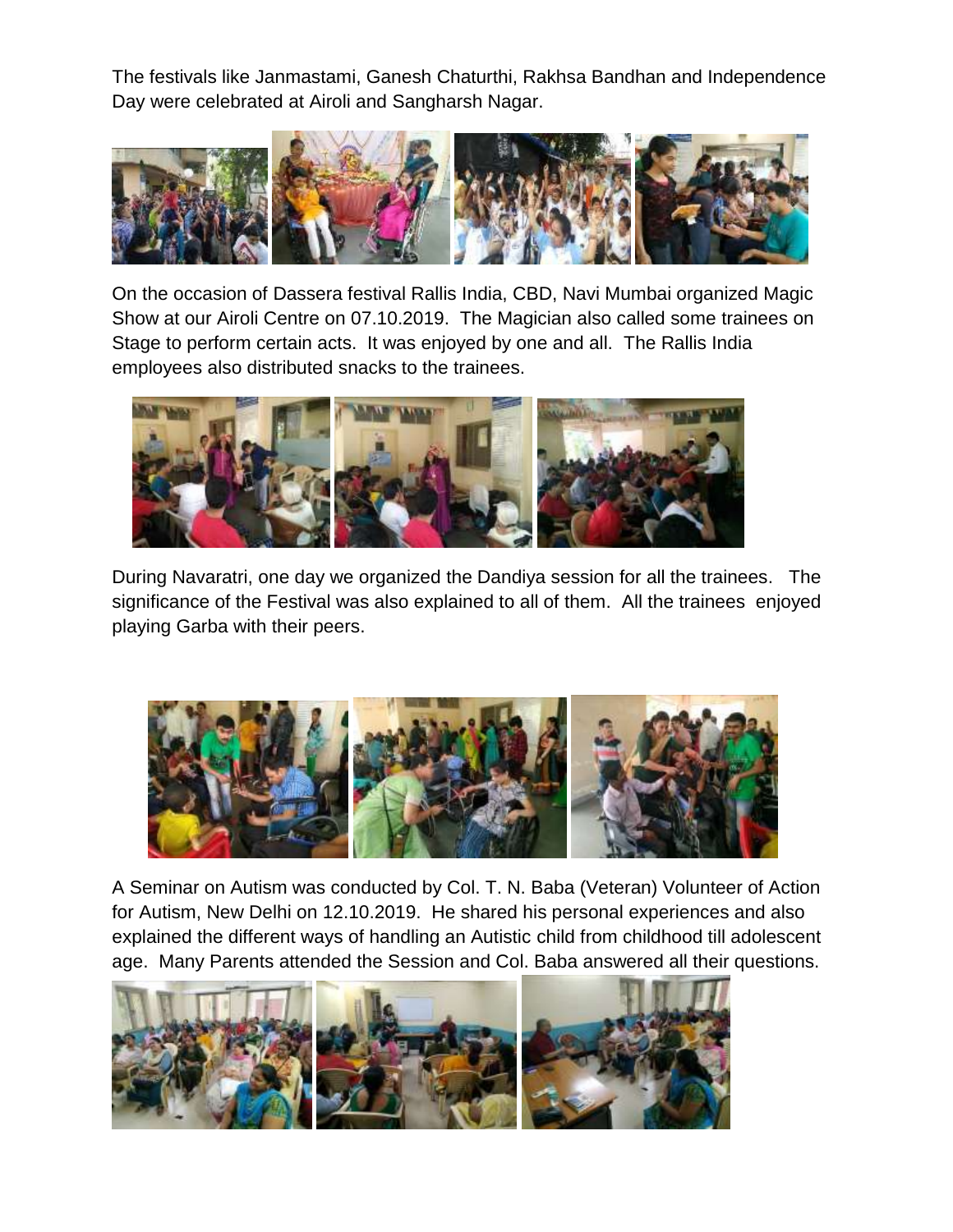The festivals like Janmastami, Ganesh Chaturthi, Rakhsa Bandhan and Independence Day were celebrated at Airoli and Sangharsh Nagar.

On the occasion of Dassera festival Rallis India, CBD, Navi Mumbai organized Magic Show at our Airoli Centre on 07.10.2019. The Magician also called some trainees on Stage to perform certain acts. It was enjoyed by one and all. The Rallis India employees also distributed snacks to the trainees.

During Navaratri, one day we organized the Dandiya session for all the trainees. The significance of the Festival was also explained to all of them. All the trainees enjoyed playing Garba with their peers.

A Seminar on Autism was conducted by Col. T. N. Baba (Veteran) Volunteer of Action for Autism, New Delhi on 12.10.2019. He shared his personal experiences and also explained the different ways of handling an Autistic child from childhood till adolescent age. Many Parents attended the Session and Col. Baba answered all their questions.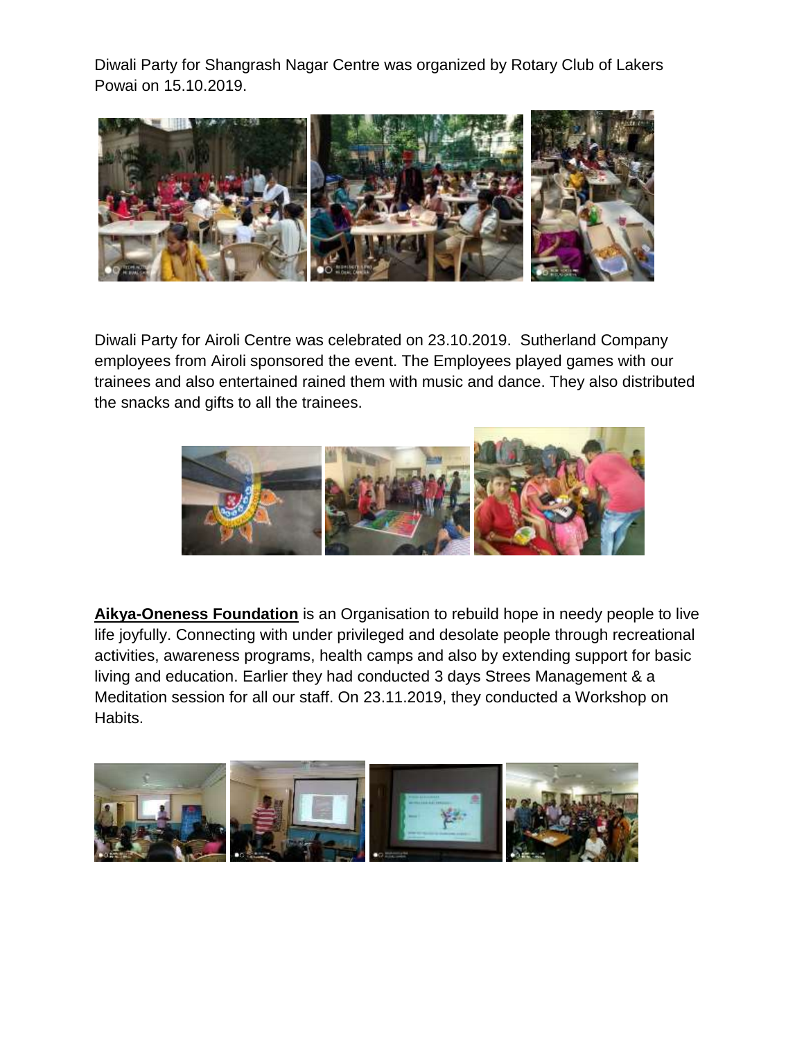Diwali Party for Shangrash Nagar Centre was organized by Rotary Club of Lakers Powai on 15.10.2019.

Diwali Party for Airoli Centre was celebrated on 23.10.2019. Sutherland Company employees from Airoli sponsored the event. The Employees played games with our trainees and also entertained rained them with music and dance. They also distributed the snacks and gifts to all the trainees.

**<u>Aikya-Oneness Foundation</u>** is an Organisation to rebuild hope in needy people to live life joyfully. Connecting with under privileged and desolate people through recreational activities, awareness programs, health camps and also by extending support for basic living and education. Earlier they had conducted 3 days Strees Management & a Meditation session for all our staff. On 23.11.2019, they conducted a Workshop on Habits.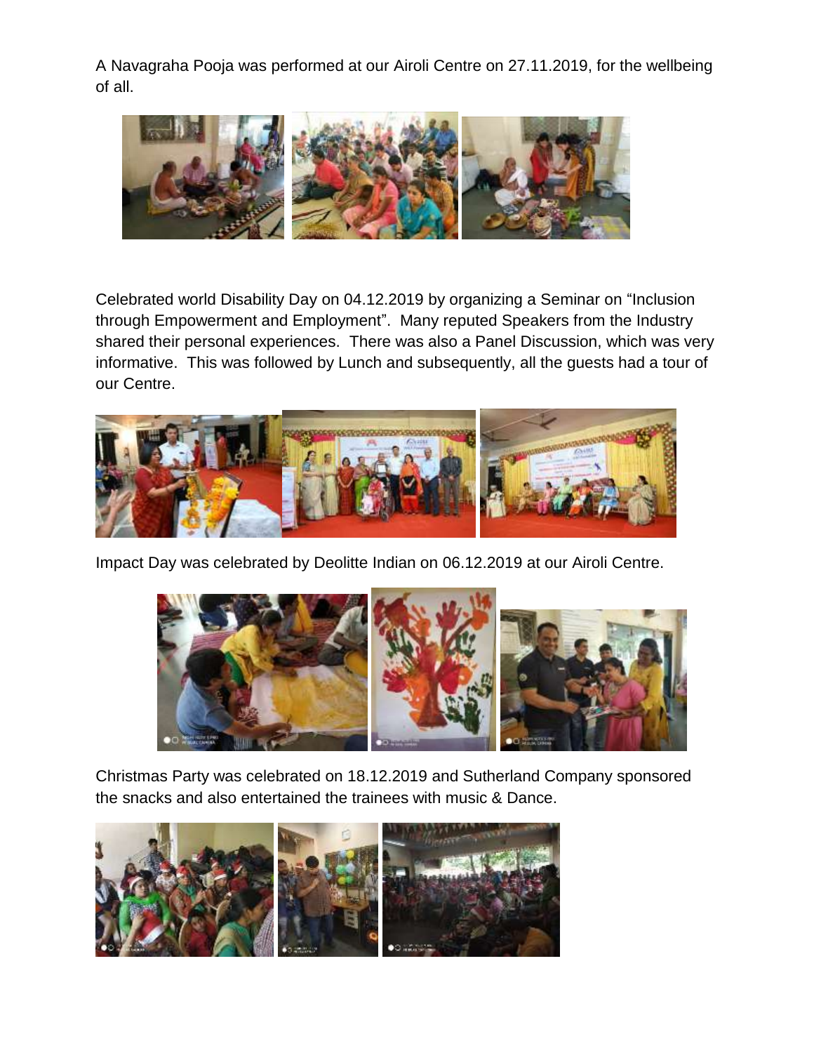A Navagraha Pooja was performed at our Airoli Centre on 27.11.2019, for the wellbeing of all.

Celebrated world Disability Day on 04.12.2019 by organizing a Seminar on “Inclusion through Empowerment and Employment”. Many reputed Speakers from the Industry shared their personal experiences. There was also a Panel Discussion, which was very informative. This was followed by Lunch and subsequently, all the guests had a tour of our Centre.

Impact Day was celebrated by Deolitte Indian on 06.12.2019 at our Airoli Centre.

Christmas Party was celebrated on 18.12.2019 and Sutherland Company sponsored the snacks and also entertained the trainees with music & Dance.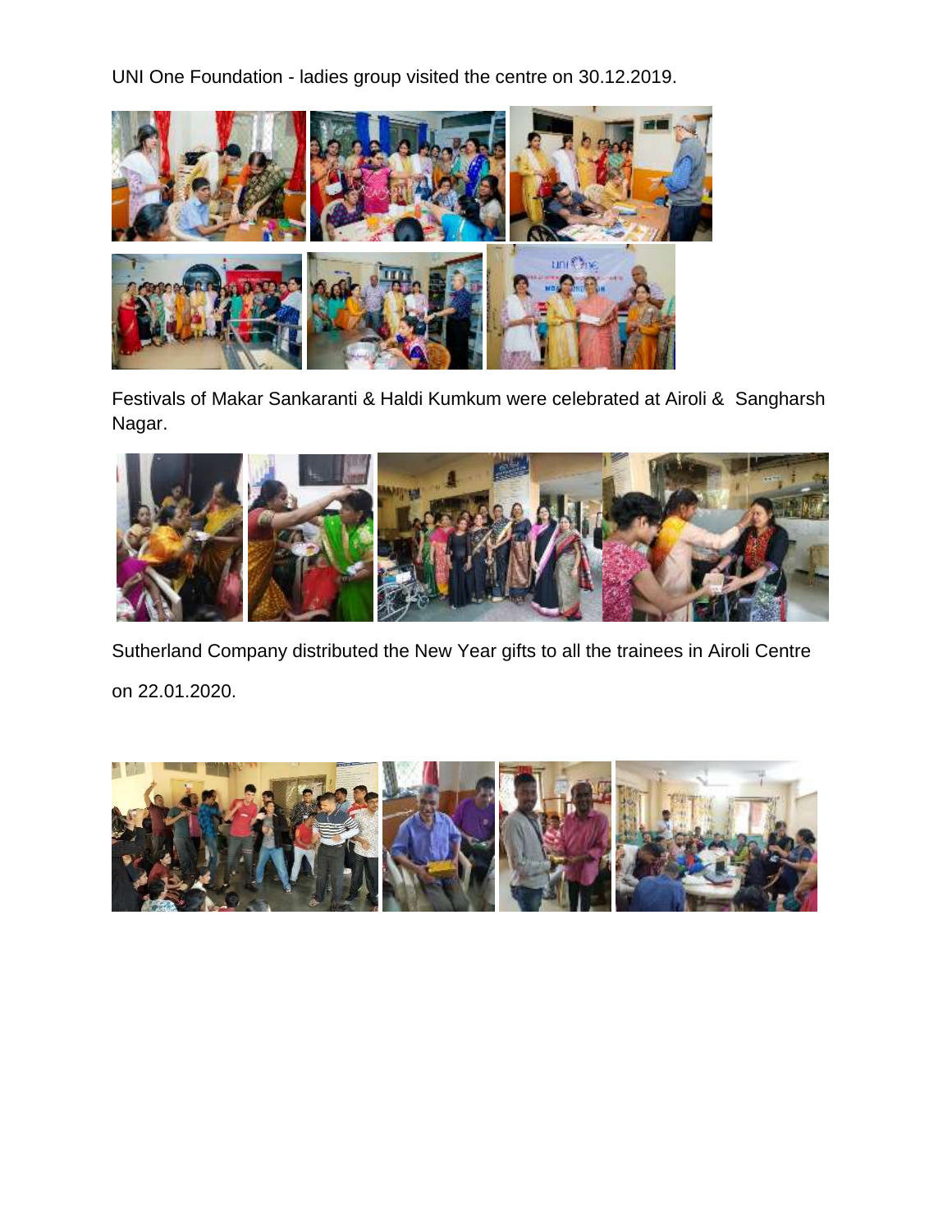UNI One Foundation - ladies group visited the centre on 30.12.2019.

Festivals of Makar Sankaranti & Haldi Kumkum were celebrated at Airoli & Sangharsh Nagar.

Sutherland Company distributed the New Year gifts to all the trainees in Airoli Centre

on 22.01.2020.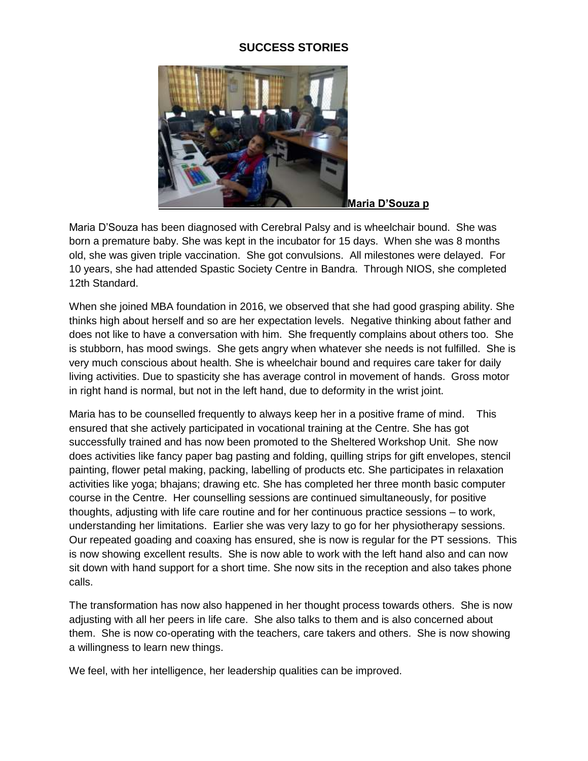# SUCCESS STORIES

**Maria D'Souza p**

Maria D'Souza has been diagnosed with Cerebral Palsy and is wheelchair bound. She was born a premature baby. She was kept in the incubator for 15 days. When she was 8 months old, she was given triple vaccination. She got convulsions. All milestones were delayed. For 10 years, she had attended Spastic Society Centre in Bandra. Through NIOS, she completed 12th Standard.

When she joined MBA foundation in 2016, we observed that she had good grasping ability. She thinks high about herself and so are her expectation levels. Negative thinking about father and does not like to have a conversation with him. She frequently complains about others too. She is stubborn, has mood swings. She gets angry when whatever she needs is not fulfilled. She is very much conscious about health. She is wheelchair bound and requires care taker for daily living activities. Due to spasticity she has average control in movement of hands. Gross motor in right hand is normal, but not in the left hand, due to deformity in the wrist joint.

Maria has to be counselled frequently to always keep her in a positive frame of mind. This ensured that she actively participated in vocational training at the Centre. She has got successfully trained and has now been promoted to the Sheltered Workshop Unit. She now does activities like fancy paper bag pasting and folding, quilling strips for gift envelopes, stencil painting, flower petal making, packing, labelling of products etc. She participates in relaxation activities like yoga; bhajans; drawing etc. She has completed her three month basic computer course in the Centre. Her counselling sessions are continued simultaneously, for positive thoughts, adjusting with life care routine and for her continuous practice sessions – to work, understanding her limitations. Earlier she was very lazy to go for her physiotherapy sessions. Our repeated goading and coaxing has ensured, she is now is regular for the PT sessions. This is now showing excellent results. She is now able to work with the left hand also and can now sit down with hand support for a short time. She now sits in the reception and also takes phone calls.

The transformation has now also happened in her thought process towards others. She is now adjusting with all her peers in life care. She also talks to them and is also concerned about them. She is now co-operating with the teachers, care takers and others. She is now showing a willingness to learn new things.

We feel, with her intelligence, her leadership qualities can be improved.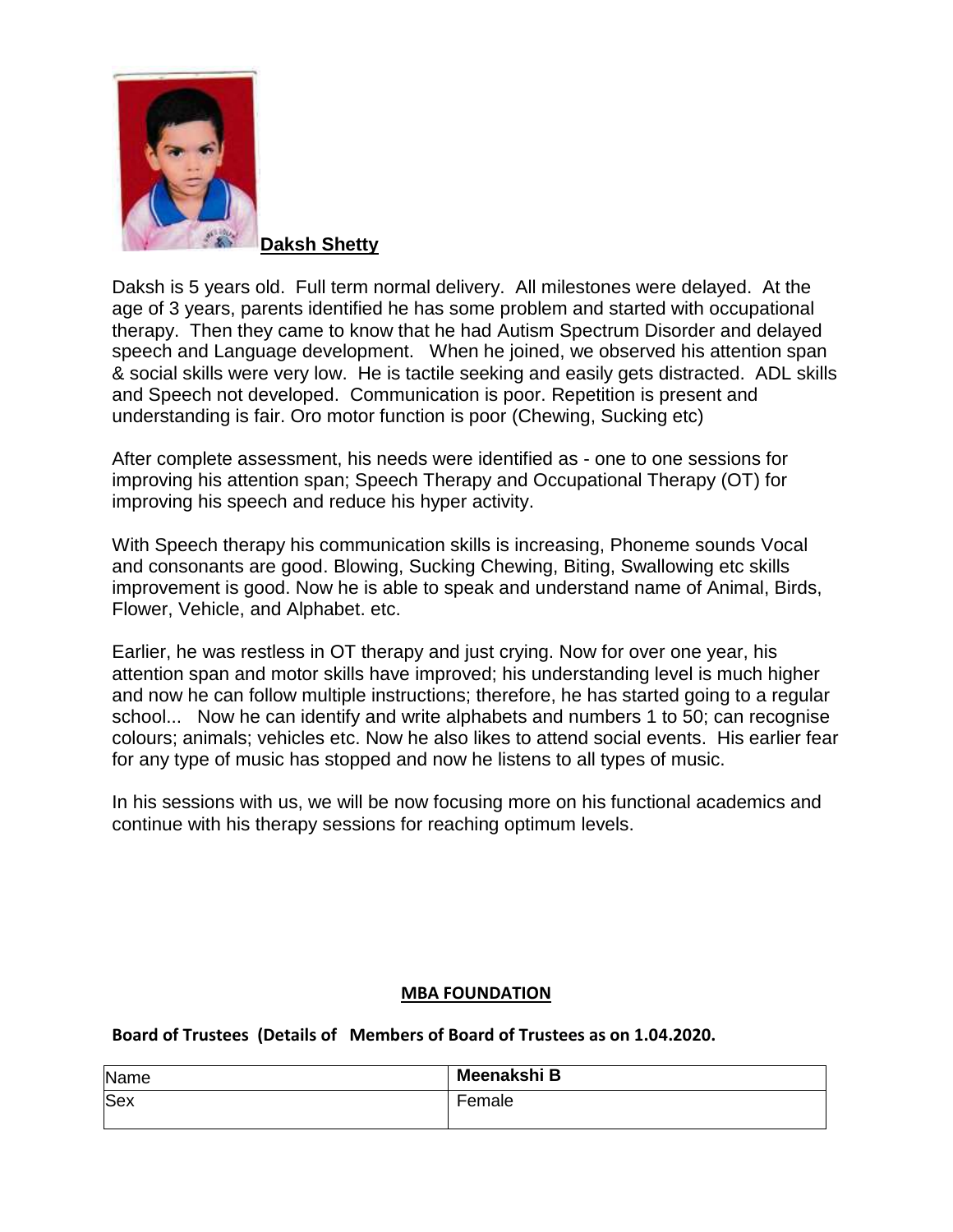**Daksh Shetty**

Daksh is 5 years old. Full term normal delivery. All milestones were delayed. At the age of 3 years, parents identified he has some problem and started with occupational therapy. Then they came to know that he had Autism Spectrum Disorder and delayed speech and Language development. When he joined, we observed his attention span & social skills were very low. He is tactile seeking and easily gets distracted. ADL skills and Speech not developed. Communication is poor. Repetition is present and understanding is fair. Oro motor function is poor (Chewing, Sucking etc)

After complete assessment, his needs were identified as - one to one sessions for improving his attention span; Speech Therapy and Occupational Therapy (OT) for improving his speech and reduce his hyper activity.

With Speech therapy his communication skills is increasing, Phoneme sounds Vocal and consonants are good. Blowing, Sucking Chewing, Biting, Swallowing etc skills improvement is good. Now he is able to speak and understand name of Animal, Birds, Flower, Vehicle, and Alphabet. etc.

Earlier, he was restless in OT therapy and just crying. Now for over one year, his attention span and motor skills have improved; his understanding level is much higher and now he can follow multiple instructions; therefore, he has started going to a regular school... Now he can identify and write alphabets and numbers 1 to 50; can recognise colours; animals; vehicles etc. Now he also likes to attend social events. His earlier fear for any type of music has stopped and now he listens to all types of music.

In his sessions with us, we will be now focusing more on his functional academics and continue with his therapy sessions for reaching optimum levels.

**MBA FOUNDATION**

**Board of Trustees (Details of Members of Board of Trustees as on 1.04.2020.**

| Name | **Meenakshi B** |
|---|---|
| Sex | Female |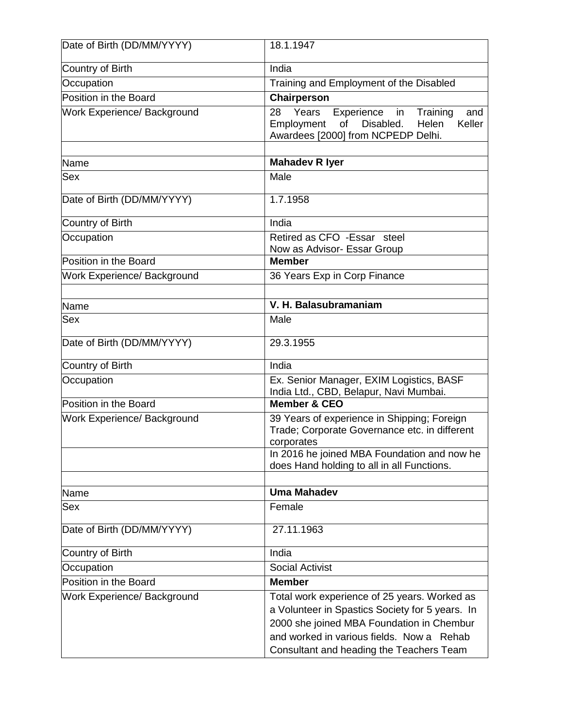| Date of Birth (DD/MM/YYYY) | 18.1.1947 |
|---|---|
| Country of Birth | India |
| Occupation | Training and Employment of the Disabled |
| Position in the Board | **Chairperson** |
| Work Experience/ Background | 28 Years Experience in Training and Employment of Disabled. Helen Keller Awardees [2000] from NCPEDP Delhi. |
| | |
| Name | **Mahadev R Iyer** |
| Sex | Male |
| Date of Birth (DD/MM/YYYY) | 1.7.1958 |
| Country of Birth | India |
| Occupation | Retired as CFO -Essar steel<br>Now as Advisor- Essar Group |
| Position in the Board | **Member** |
| Work Experience/ Background | 36 Years Exp in Corp Finance |
| | |
| Name | **V. H. Balasubramaniam** |
| Sex | Male |
| Date of Birth (DD/MM/YYYY) | 29.3.1955 |
| Country of Birth | India |
| Occupation | Ex. Senior Manager, EXIM Logistics, BASF India Ltd., CBD, Belapur, Navi Mumbai. |
| Position in the Board | **Member & CEO** |
| Work Experience/ Background | 39 Years of experience in Shipping; Foreign Trade; Corporate Governance etc. in different corporates |
| | In 2016 he joined MBA Foundation and now he does Hand holding to all in all Functions. |
| | |
| Name | **Uma Mahadev** |
| Sex | Female |
| Date of Birth (DD/MM/YYYY) | 27.11.1963 |
| Country of Birth | India |
| Occupation | Social Activist |
| Position in the Board | **Member** |
| Work Experience/ Background | Total work experience of 25 years. Worked as a Volunteer in Spastics Society for 5 years. In 2000 she joined MBA Foundation in Chembur and worked in various fields. Now a Rehab Consultant and heading the Teachers Team |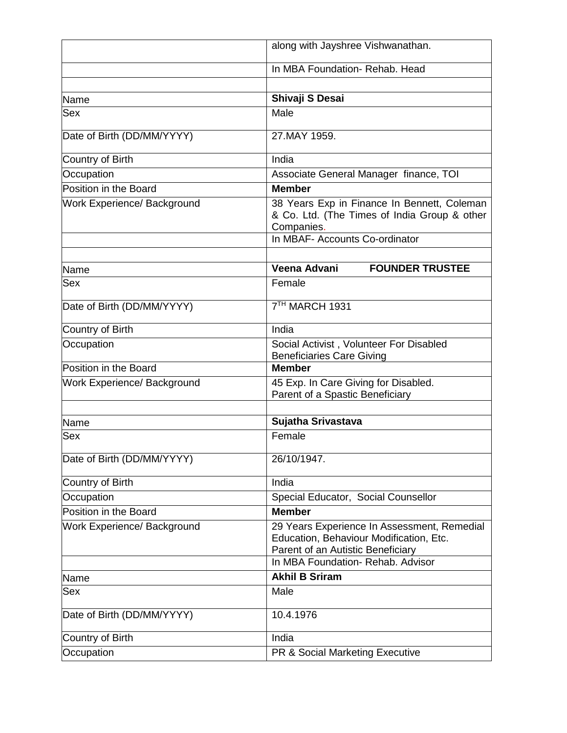| | |
|---|---|
| | along with Jayshree Vishwanathan. |
| | In MBA Foundation- Rehab. Head |
| | |
| Name | **Shivaji S Desai** |
| Sex | Male |
| Date of Birth (DD/MM/YYYY) | 27.MAY 1959. |
| Country of Birth | India |
| Occupation | Associate General Manager finance, TOI |
| Position in the Board | **Member** |
| Work Experience/ Background | 38 Years Exp in Finance In Bennett, Coleman & Co. Ltd. (The Times of India Group & other Companies. |
| | In MBAF- Accounts Co-ordinator |
| | |
| Name | **Veena Advani FOUNDER TRUSTEE** |
| Sex | Female |
| Date of Birth (DD/MM/YYYY) | 7TH MARCH 1931 |
| Country of Birth | India |
| Occupation | Social Activist , Volunteer For Disabled Beneficiaries Care Giving |
| Position in the Board | **Member** |
| Work Experience/ Background | 45 Exp. In Care Giving for Disabled.<br>Parent of a Spastic Beneficiary |
| | |
| Name | **Sujatha Srivastava** |
| Sex | Female |
| Date of Birth (DD/MM/YYYY) | 26/10/1947. |
| Country of Birth | India |
| Occupation | Special Educator, Social Counsellor |
| Position in the Board | **Member** |
| Work Experience/ Background | 29 Years Experience In Assessment, Remedial Education, Behaviour Modification, Etc.<br>Parent of an Autistic Beneficiary |
| | In MBA Foundation- Rehab. Advisor |
| Name | **Akhil B Sriram** |
| Sex | Male |
| Date of Birth (DD/MM/YYYY) | 10.4.1976 |
| Country of Birth | India |
| Occupation | PR & Social Marketing Executive |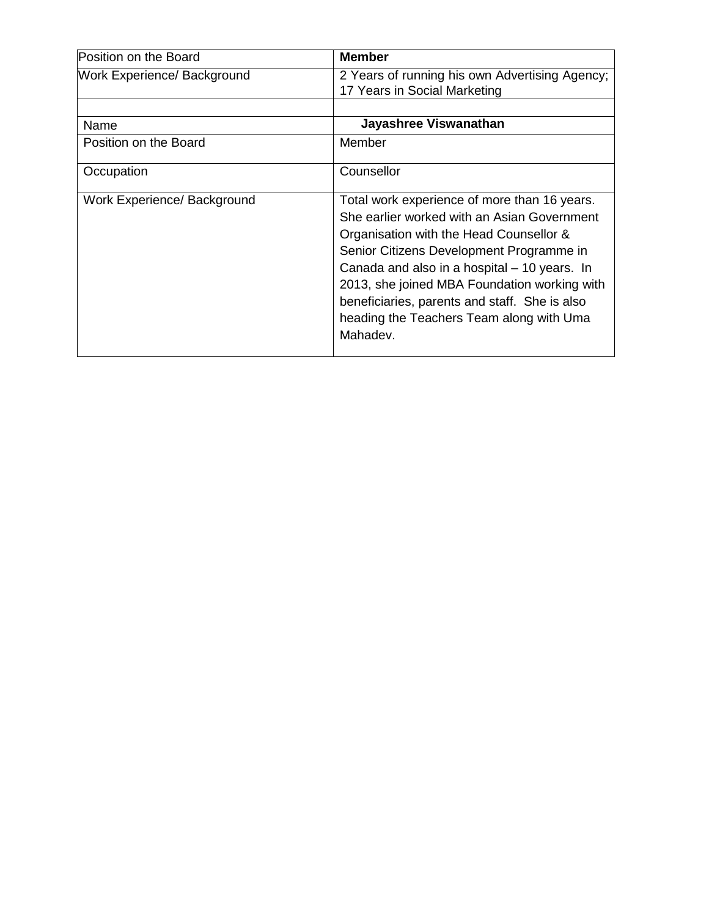| | |
|---|---|
| Position on the Board | **Member** |
| Work Experience/ Background | 2 Years of running his own Advertising Agency; 17 Years in Social Marketing |
| | |
| Name | **Jayashree Viswanathan** |
| Position on the Board | Member |
| Occupation | Counsellor |
| Work Experience/ Background | Total work experience of more than 16 years. She earlier worked with an Asian Government Organisation with the Head Counsellor & Senior Citizens Development Programme in Canada and also in a hospital – 10 years. In 2013, she joined MBA Foundation working with beneficiaries, parents and staff. She is also heading the Teachers Team along with Uma Mahadev. |